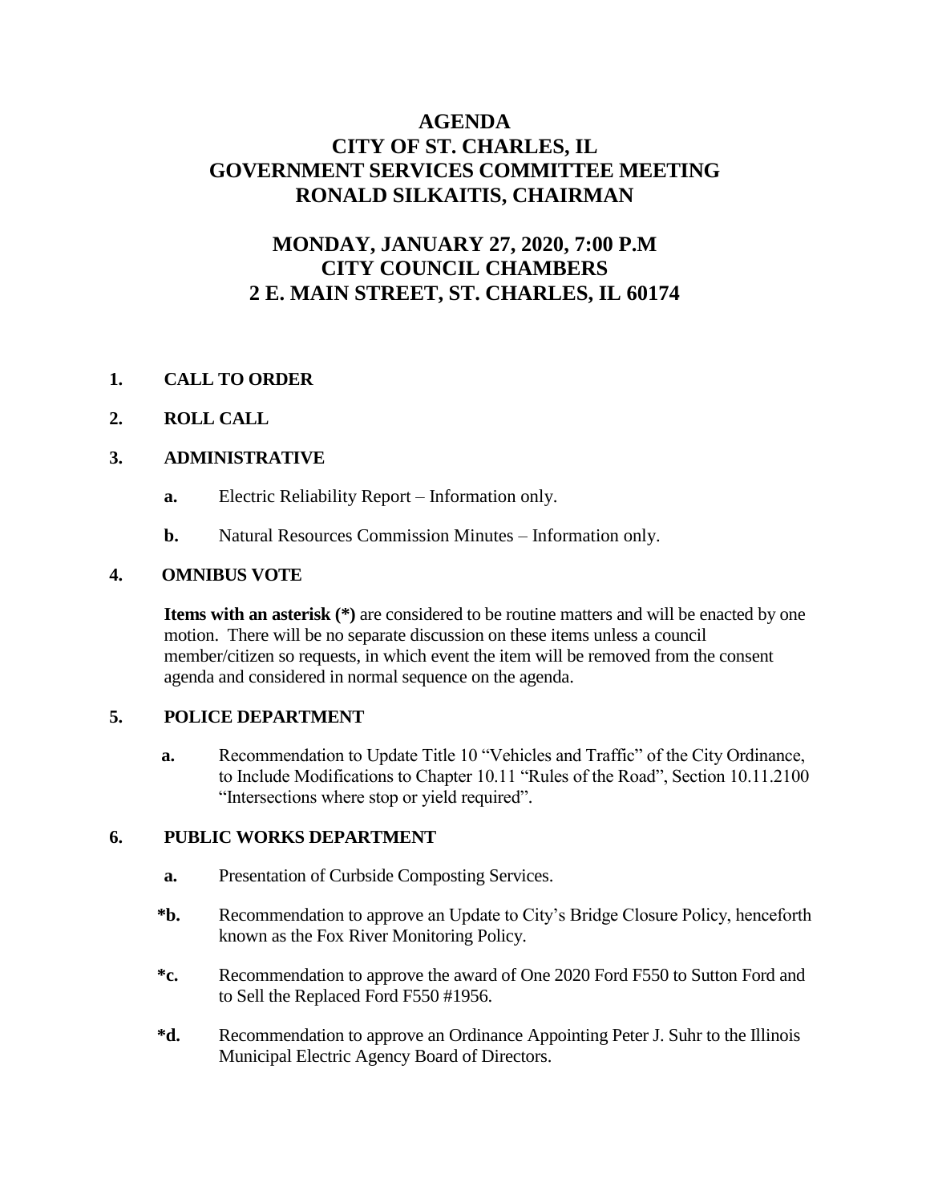# AGENDA
# CITY OF ST. CHARLES, IL
# GOVERNMENT SERVICES COMMITTEE MEETING
# RONALD SILKAITIS, CHAIRMAN

## MONDAY, JANUARY 27, 2020, 7:00 P.M
## CITY COUNCIL CHAMBERS
## 2 E. MAIN STREET, ST. CHARLES, IL 60174

**1. CALL TO ORDER**

**2. ROLL CALL**

**3. ADMINISTRATIVE**

- **a.** Electric Reliability Report – Information only.
- **b.** Natural Resources Commission Minutes – Information only.

**4. OMNIBUS VOTE**

**Items with an asterisk (*)** are considered to be routine matters and will be enacted by one motion. There will be no separate discussion on these items unless a council member/citizen so requests, in which event the item will be removed from the consent agenda and considered in normal sequence on the agenda.

**5. POLICE DEPARTMENT**

- **a.** Recommendation to Update Title 10 "Vehicles and Traffic" of the City Ordinance, to Include Modifications to Chapter 10.11 "Rules of the Road", Section 10.11.2100 "Intersections where stop or yield required".

**6. PUBLIC WORKS DEPARTMENT**

- **a.** Presentation of Curbside Composting Services.
- ***b.** Recommendation to approve an Update to City's Bridge Closure Policy, henceforth known as the Fox River Monitoring Policy.
- ***c.** Recommendation to approve the award of One 2020 Ford F550 to Sutton Ford and to Sell the Replaced Ford F550 #1956.
- ***d.** Recommendation to approve an Ordinance Appointing Peter J. Suhr to the Illinois Municipal Electric Agency Board of Directors.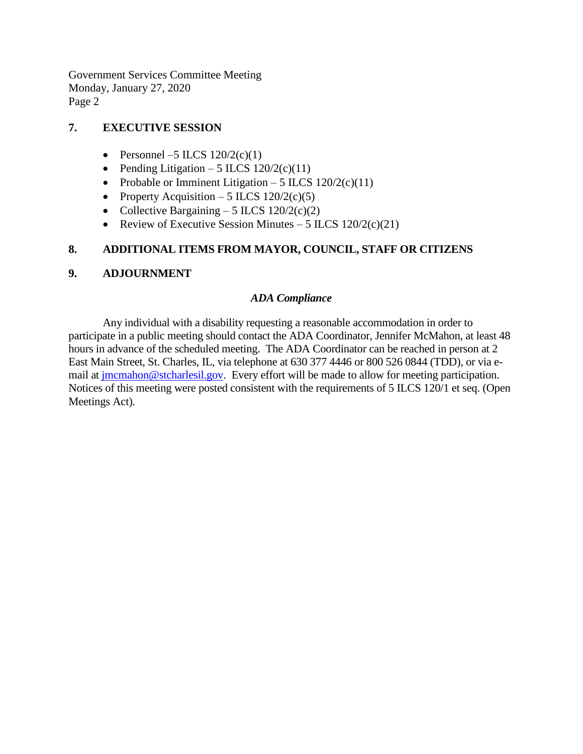## 7. EXECUTIVE SESSION

- Personnel –5 ILCS 120/2(c)(1)
- Pending Litigation – 5 ILCS 120/2(c)(11)
- Probable or Imminent Litigation – 5 ILCS 120/2(c)(11)
- Property Acquisition – 5 ILCS 120/2(c)(5)
- Collective Bargaining – 5 ILCS 120/2(c)(2)
- Review of Executive Session Minutes – 5 ILCS 120/2(c)(21)

## 8. ADDITIONAL ITEMS FROM MAYOR, COUNCIL, STAFF OR CITIZENS

## 9. ADJOURNMENT

***ADA Compliance***

Any individual with a disability requesting a reasonable accommodation in order to participate in a public meeting should contact the ADA Coordinator, Jennifer McMahon, at least 48 hours in advance of the scheduled meeting. The ADA Coordinator can be reached in person at 2 East Main Street, St. Charles, IL, via telephone at 630 377 4446 or 800 526 0844 (TDD), or via e-mail at jmcmahon@stcharlesil.gov. Every effort will be made to allow for meeting participation. Notices of this meeting were posted consistent with the requirements of 5 ILCS 120/1 et seq. (Open Meetings Act).